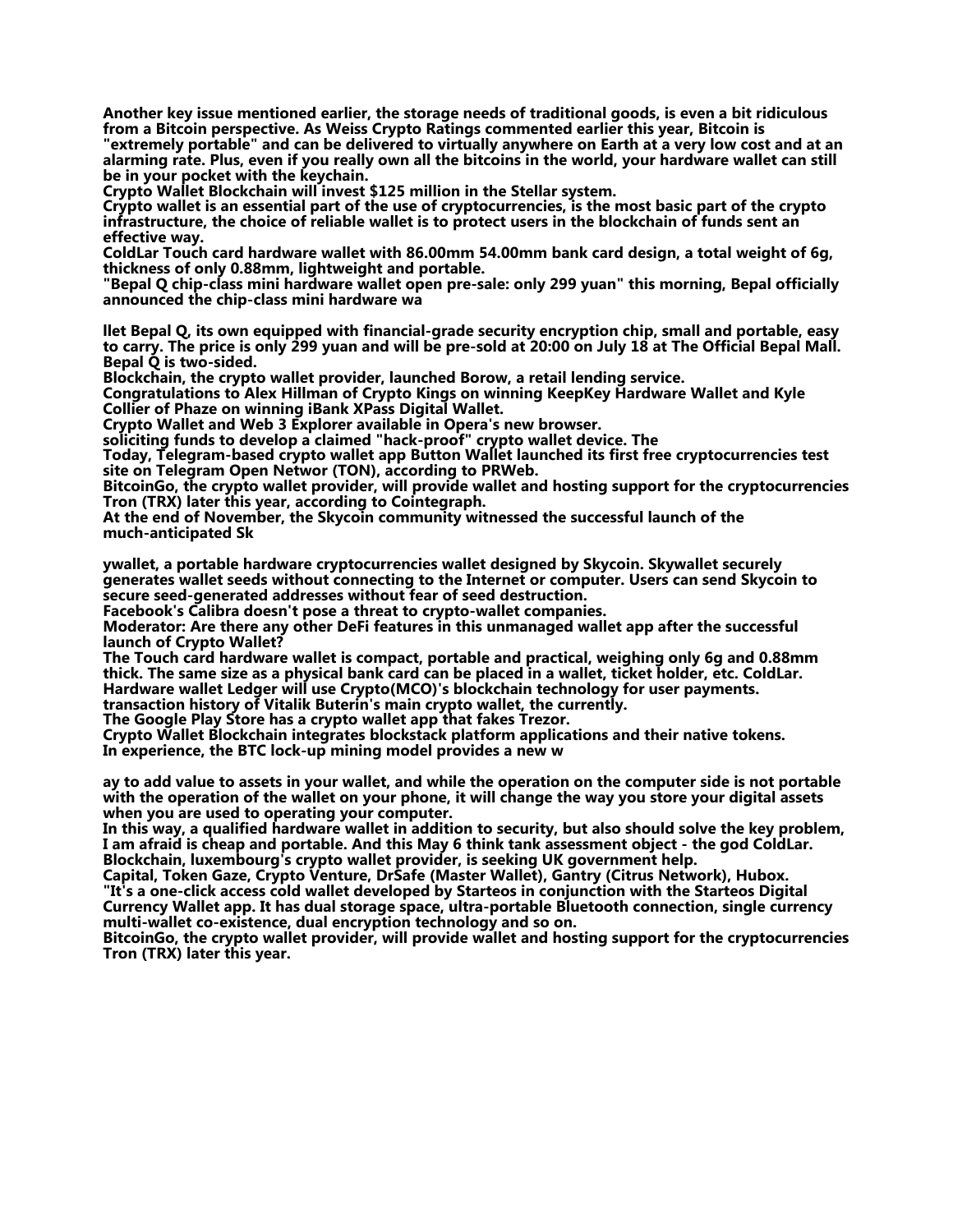Another key issue mentioned earlier, the storage needs of traditional goods, is even a bit ridiculous from a Bitcoin perspective. As Weiss Crypto Ratings commented earlier this year, Bitcoin is "extremely portable" and can be delivered to virtually anywhere on Earth at a very low cost and at an alarming rate. Plus, even if you really own all the bitcoins in the world, your hardware wallet can still be in your pocket with the keychain.
Crypto Wallet Blockchain will invest $125 million in the Stellar system.
Crypto wallet is an essential part of the use of cryptocurrencies, is the most basic part of the crypto infrastructure, the choice of reliable wallet is to protect users in the blockchain of funds sent an effective way.
ColdLar Touch card hardware wallet with 86.00mm 54.00mm bank card design, a total weight of 6g, thickness of only 0.88mm, lightweight and portable.
"Bepal Q chip-class mini hardware wallet open pre-sale: only 299 yuan" this morning, Bepal officially announced the chip-class mini hardware wa

llet Bepal Q, its own equipped with financial-grade security encryption chip, small and portable, easy to carry. The price is only 299 yuan and will be pre-sold at 20:00 on July 18 at The Official Bepal Mall. Bepal Q is two-sided.
Blockchain, the crypto wallet provider, launched Borow, a retail lending service.
Congratulations to Alex Hillman of Crypto Kings on winning KeepKey Hardware Wallet and Kyle Collier of Phaze on winning iBank XPass Digital Wallet.
Crypto Wallet and Web 3 Explorer available in Opera's new browser.
soliciting funds to develop a claimed "hack-proof" crypto wallet device. The
Today, Telegram-based crypto wallet app Button Wallet launched its first free cryptocurrencies test site on Telegram Open Networ (TON), according to PRWeb.
BitcoinGo, the crypto wallet provider, will provide wallet and hosting support for the cryptocurrencies Tron (TRX) later this year, according to Cointegraph.
At the end of November, the Skycoin community witnessed the successful launch of the much-anticipated Sk

ywallet, a portable hardware cryptocurrencies wallet designed by Skycoin. Skywallet securely generates wallet seeds without connecting to the Internet or computer. Users can send Skycoin to secure seed-generated addresses without fear of seed destruction.
Facebook's Calibra doesn't pose a threat to crypto-wallet companies.
Moderator: Are there any other DeFi features in this unmanaged wallet app after the successful launch of Crypto Wallet?
The Touch card hardware wallet is compact, portable and practical, weighing only 6g and 0.88mm thick. The same size as a physical bank card can be placed in a wallet, ticket holder, etc. ColdLar.
Hardware wallet Ledger will use Crypto(MCO)'s blockchain technology for user payments.
transaction history of Vitalik Buterin's main crypto wallet, the currently.
The Google Play Store has a crypto wallet app that fakes Trezor.
Crypto Wallet Blockchain integrates blockstack platform applications and their native tokens.
In experience, the BTC lock-up mining model provides a new w

ay to add value to assets in your wallet, and while the operation on the computer side is not portable with the operation of the wallet on your phone, it will change the way you store your digital assets when you are used to operating your computer.
In this way, a qualified hardware wallet in addition to security, but also should solve the key problem, I am afraid is cheap and portable. And this May 6 think tank assessment object - the god ColdLar.
Blockchain, luxembourg's crypto wallet provider, is seeking UK government help.
Capital, Token Gaze, Crypto Venture, DrSafe (Master Wallet), Gantry (Citrus Network), Hubox.
"It's a one-click access cold wallet developed by Starteos in conjunction with the Starteos Digital Currency Wallet app. It has dual storage space, ultra-portable Bluetooth connection, single currency multi-wallet co-existence, dual encryption technology and so on.
BitcoinGo, the crypto wallet provider, will provide wallet and hosting support for the cryptocurrencies Tron (TRX) later this year.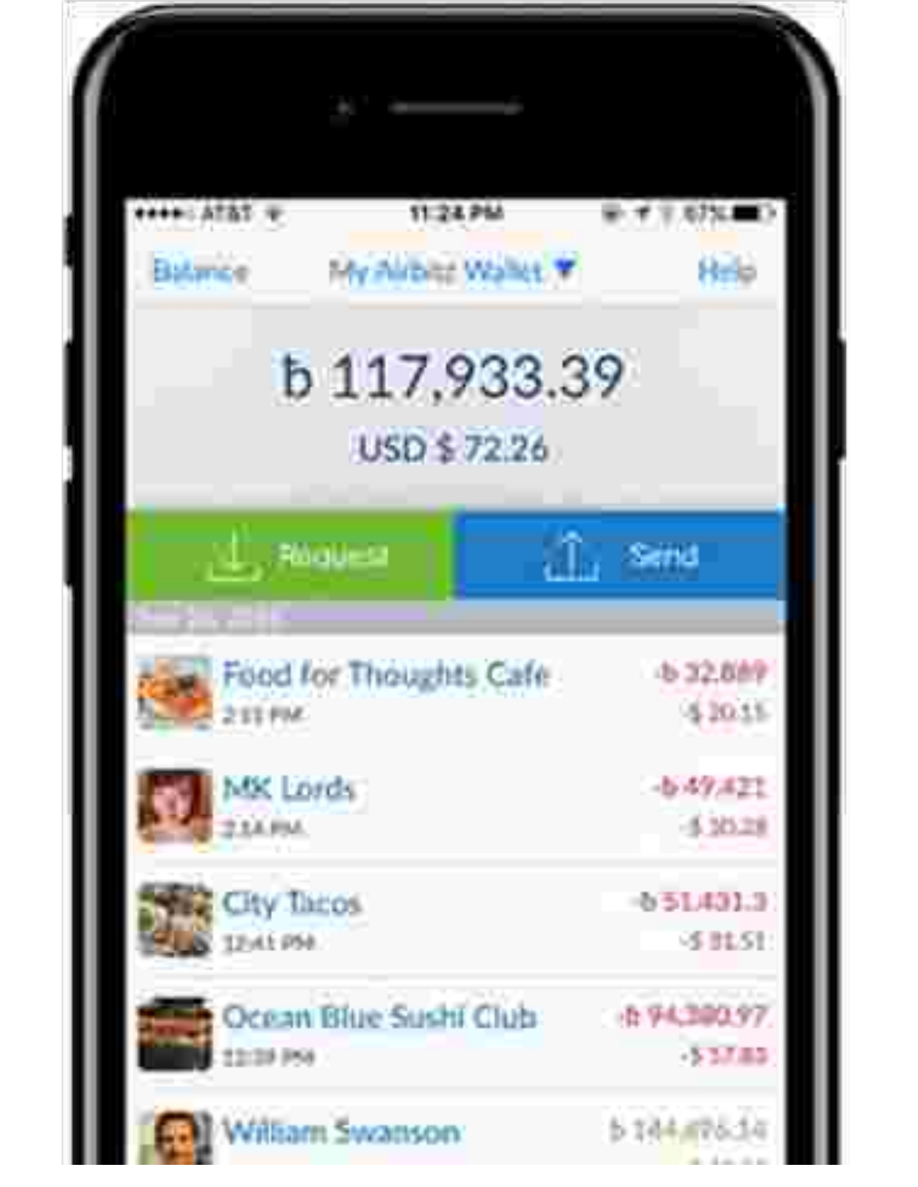Balance My Airbitz Wallet ▼ Help

ƀ 117,933.39

USD $ 72.26

Request | Send

| | |
|---|---|
| Food for Thoughts Cafe<br>2:15 PM | -ƀ 32,889<br>-$ 20.15 |
| MK Lords<br>2:14 PM | -ƀ 49,421<br>-$ 30.28 |
| City Tacos<br>12:41 PM | -ƀ 51,431.3<br>-$ 31.51 |
| Ocean Blue Sushi Club<br>12:39 PM | -ƀ 94,380.97<br>-$ 57.83 |
| William Swanson | ƀ 144,496.14 |